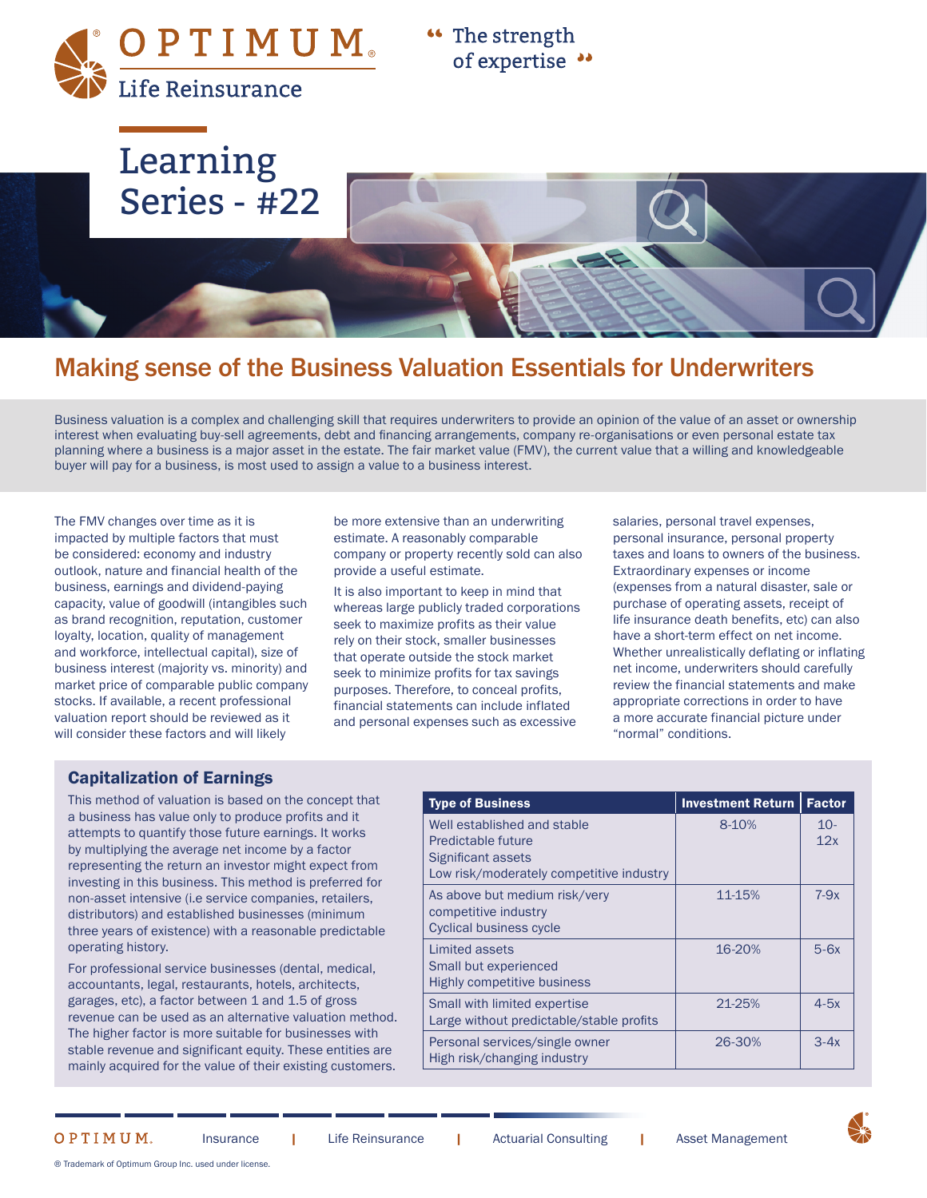OPTIMUM

Life Reinsurance

"The strength of expertise"

# Learning Series - #22

## Making sense of the Business Valuation Essentials for Underwriters

Business valuation is a complex and challenging skill that requires underwriters to provide an opinion of the value of an asset or ownership interest when evaluating buy-sell agreements, debt and financing arrangements, company re-organisations or even personal estate tax planning where a business is a major asset in the estate. The fair market value (FMV), the current value that a willing and knowledgeable buyer will pay for a business, is most used to assign a value to a business interest.

The FMV changes over time as it is impacted by multiple factors that must be considered: economy and industry outlook, nature and financial health of the business, earnings and dividend-paying capacity, value of goodwill (intangibles such as brand recognition, reputation, customer loyalty, location, quality of management and workforce, intellectual capital), size of business interest (majority vs. minority) and market price of comparable public company stocks. If available, a recent professional valuation report should be reviewed as it will consider these factors and will likely be more extensive than an underwriting estimate. A reasonably comparable company or property recently sold can also provide a useful estimate.

It is also important to keep in mind that whereas large publicly traded corporations seek to maximize profits as their value rely on their stock, smaller businesses that operate outside the stock market seek to minimize profits for tax savings purposes. Therefore, to conceal profits, financial statements can include inflated and personal expenses such as excessive salaries, personal travel expenses, personal insurance, personal property taxes and loans to owners of the business. Extraordinary expenses or income (expenses from a natural disaster, sale or purchase of operating assets, receipt of life insurance death benefits, etc) can also have a short-term effect on net income. Whether unrealistically deflating or inflating net income, underwriters should carefully review the financial statements and make appropriate corrections in order to have a more accurate financial picture under "normal" conditions.

### Capitalization of Earnings

This method of valuation is based on the concept that a business has value only to produce profits and it attempts to quantify those future earnings. It works by multiplying the average net income by a factor representing the return an investor might expect from investing in this business. This method is preferred for non-asset intensive (i.e service companies, retailers, distributors) and established businesses (minimum three years of existence) with a reasonable predictable operating history.

For professional service businesses (dental, medical, accountants, legal, restaurants, hotels, architects, garages, etc), a factor between 1 and 1.5 of gross revenue can be used as an alternative valuation method. The higher factor is more suitable for businesses with stable revenue and significant equity. These entities are mainly acquired for the value of their existing customers.

| Type of Business | Investment Return | Factor |
|---|---|---|
| Well established and stable<br>Predictable future<br>Significant assets<br>Low risk/moderately competitive industry | 8-10% | 10-12x |
| As above but medium risk/very competitive industry<br>Cyclical business cycle | 11-15% | 7-9x |
| Limited assets<br>Small but experienced<br>Highly competitive business | 16-20% | 5-6x |
| Small with limited expertise<br>Large without predictable/stable profits | 21-25% | 4-5x |
| Personal services/single owner<br>High risk/changing industry | 26-30% | 3-4x |

OPTIMUM. Insurance | Life Reinsurance | Actuarial Consulting | Asset Management

® Trademark of Optimum Group Inc. used under license.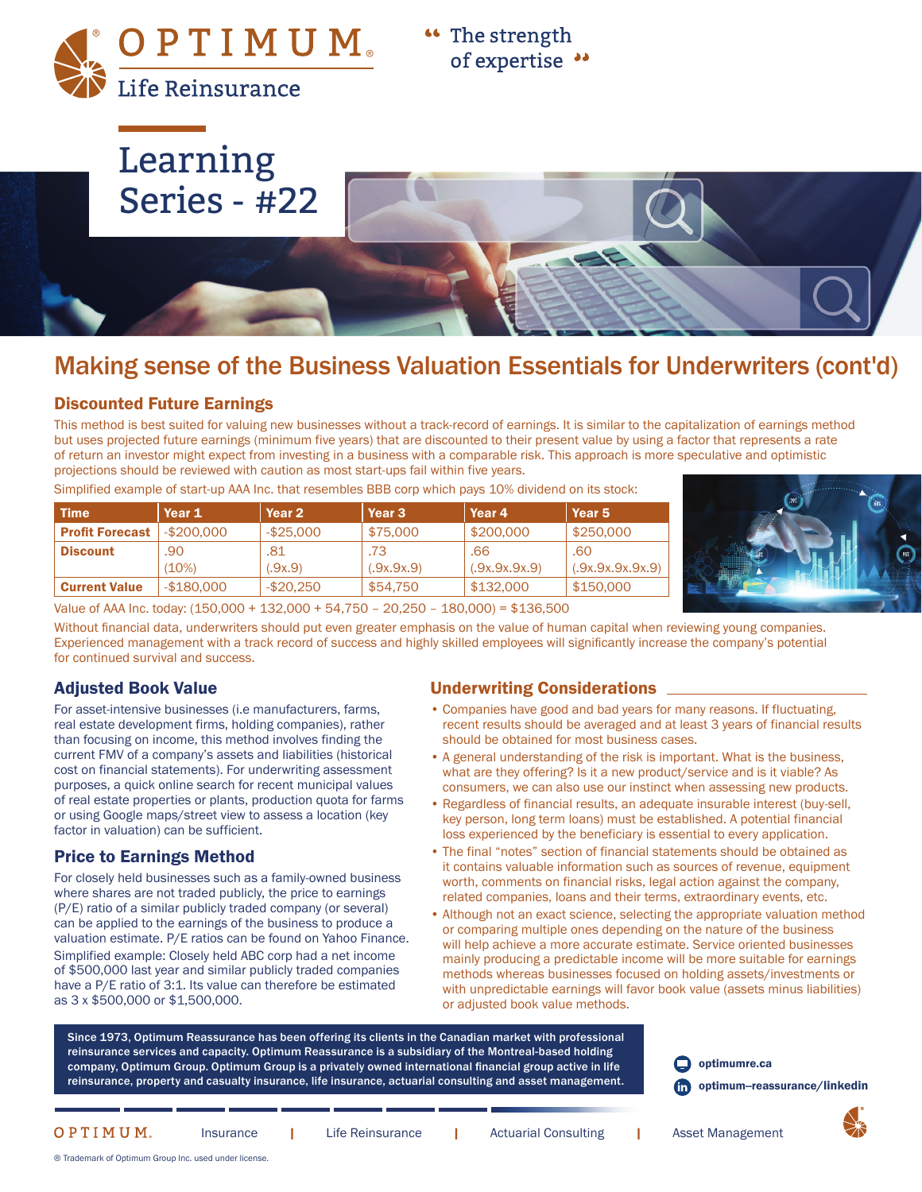Learning Series - #22

# Making sense of the Business Valuation Essentials for Underwriters (cont'd)

## Discounted Future Earnings

This method is best suited for valuing new businesses without a track-record of earnings. It is similar to the capitalization of earnings method but uses projected future earnings (minimum five years) that are discounted to their present value by using a factor that represents a rate of return an investor might expect from investing in a business with a comparable risk. This approach is more speculative and optimistic projections should be reviewed with caution as most start-ups fail within five years.

Simplified example of start-up AAA Inc. that resembles BBB corp which pays 10% dividend on its stock:

| Time | Year 1 | Year 2 | Year 3 | Year 4 | Year 5 |
|---|---|---|---|---|---|
| Profit Forecast | -$200,000 | -$25,000 | $75,000 | $200,000 | $250,000 |
| Discount | .90 (10%) | .81 (.9x.9) | .73 (.9x.9x.9) | .66 (.9x.9x.9x.9) | .60 (.9x.9x.9x.9x.9) |
| Current Value | -$180,000 | -$20,250 | $54,750 | $132,000 | $150,000 |

Value of AAA Inc. today: (150,000 + 132,000 + 54,750 – 20,250 – 180,000) = $136,500

Without financial data, underwriters should put even greater emphasis on the value of human capital when reviewing young companies. Experienced management with a track record of success and highly skilled employees will significantly increase the company's potential for continued survival and success.

## Adjusted Book Value

For asset-intensive businesses (i.e manufacturers, farms, real estate development firms, holding companies), rather than focusing on income, this method involves finding the current FMV of a company's assets and liabilities (historical cost on financial statements). For underwriting assessment purposes, a quick online search for recent municipal values of real estate properties or plants, production quota for farms or using Google maps/street view to assess a location (key factor in valuation) can be sufficient.

## Price to Earnings Method

For closely held businesses such as a family-owned business where shares are not traded publicly, the price to earnings (P/E) ratio of a similar publicly traded company (or several) can be applied to the earnings of the business to produce a valuation estimate. P/E ratios can be found on Yahoo Finance.

Simplified example: Closely held ABC corp had a net income of $500,000 last year and similar publicly traded companies have a P/E ratio of 3:1. Its value can therefore be estimated as 3 x $500,000 or $1,500,000.

## Underwriting Considerations

- Companies have good and bad years for many reasons. If fluctuating, recent results should be averaged and at least 3 years of financial results should be obtained for most business cases.
- A general understanding of the risk is important. What is the business, what are they offering? Is it a new product/service and is it viable? As consumers, we can also use our instinct when assessing new products.
- Regardless of financial results, an adequate insurable interest (buy-sell, key person, long term loans) must be established. A potential financial loss experienced by the beneficiary is essential to every application.
- The final "notes" section of financial statements should be obtained as it contains valuable information such as sources of revenue, equipment worth, comments on financial risks, legal action against the company, related companies, loans and their terms, extraordinary events, etc.
- Although not an exact science, selecting the appropriate valuation method or comparing multiple ones depending on the nature of the business will help achieve a more accurate estimate. Service oriented businesses mainly producing a predictable income will be more suitable for earnings methods whereas businesses focused on holding assets/investments or with unpredictable earnings will favor book value (assets minus liabilities) or adjusted book value methods.

**Since 1973, Optimum Reassurance has been offering its clients in the Canadian market with professional reinsurance services and capacity. Optimum Reassurance is a subsidiary of the Montreal-based holding company, Optimum Group. Optimum Group is a privately owned international financial group active in life reinsurance, property and casualty insurance, life insurance, actuarial consulting and asset management.**

optimumre.ca

optimum–reassurance/linkedin

OPTIMUM. Insurance | Life Reinsurance | Actuarial Consulting | Asset Management

® Trademark of Optimum Group Inc. used under license.